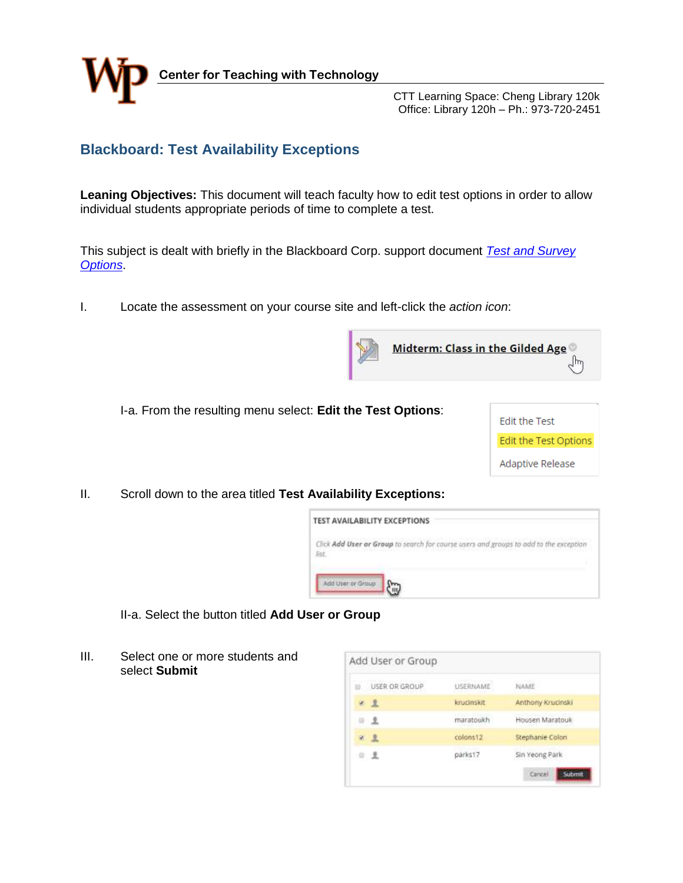**Center for Teaching with Technology**

CTT Learning Space: Cheng Library 120k
Office: Library 120h – Ph.: 973-720-2451

## Blackboard: Test Availability Exceptions

**Leaning Objectives:** This document will teach faculty how to edit test options in order to allow individual students appropriate periods of time to complete a test.

This subject is dealt with briefly in the Blackboard Corp. support document *Test and Survey Options*.

I. Locate the assessment on your course site and left-click the *action icon*:

Midterm: Class in the Gilded Age

I-a. From the resulting menu select: **Edit the Test Options**:

Edit the Test
Edit the Test Options
Adaptive Release

II. Scroll down to the area titled **Test Availability Exceptions:**

TEST AVAILABILITY EXCEPTIONS

*Click **Add User or Group** to search for course users and groups to add to the exception list.*

Add User or Group

II-a. Select the button titled **Add User or Group**

III. Select one or more students and select **Submit**

Add User or Group

| | USER OR GROUP | USERNAME | NAME |
|---|---|---|---|
| ✔ | | krucinskit | Anthony Krucinski |
| | | maratoukh | Housen Maratouk |
| ✔ | | colons12 | Stephanie Colon |
| | | parks17 | Sin Yeong Park |

Cancel Submit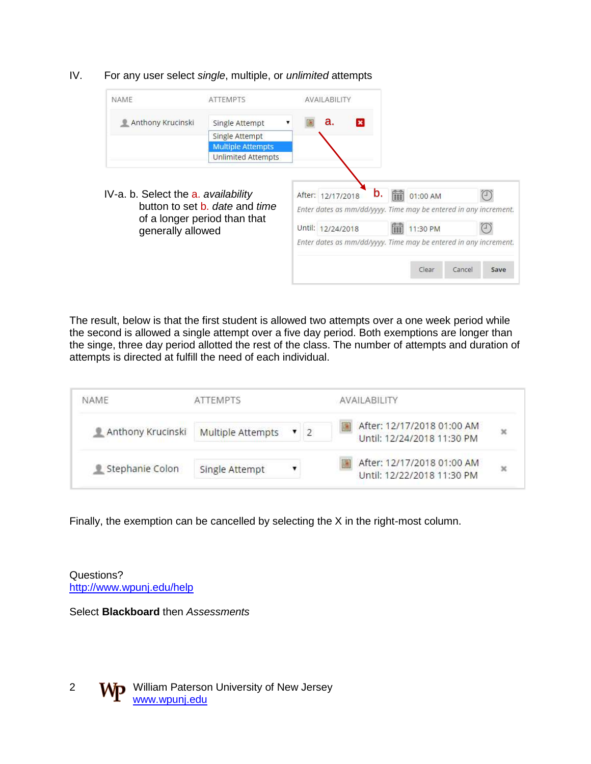IV. For any user select *single*, multiple, or *unlimited* attempts

| NAME | ATTEMPTS | AVAILABILITY |
|---|---|---|
| Anthony Krucinski | Single Attempt (Single Attempt / Multiple Attempts / Unlimited Attempts) | a. |

IV-a. b. Select the a. *availability* button to set b. *date* and *time* of a longer period than that generally allowed

After: 12/17/2018 b. 01:00 AM
*Enter dates as mm/dd/yyyy. Time may be entered in any increment.*
Until: 12/24/2018 11:30 PM
*Enter dates as mm/dd/yyyy. Time may be entered in any increment.*
Clear Cancel Save

The result, below is that the first student is allowed two attempts over a one week period while the second is allowed a single attempt over a five day period. Both exemptions are longer than the singe, three day period allotted the rest of the class. The number of attempts and duration of attempts is directed at fulfill the need of each individual.

| NAME | ATTEMPTS | | AVAILABILITY | |
|---|---|---|---|---|
| Anthony Krucinski | Multiple Attempts | 2 | After: 12/17/2018 01:00 AM<br>Until: 12/24/2018 11:30 PM | × |
| Stephanie Colon | Single Attempt | | After: 12/17/2018 01:00 AM<br>Until: 12/22/2018 11:30 PM | × |

Finally, the exemption can be cancelled by selecting the X in the right-most column.

Questions?
http://www.wpunj.edu/help

Select **Blackboard** then *Assessments*

William Paterson University of New Jersey
www.wpunj.edu